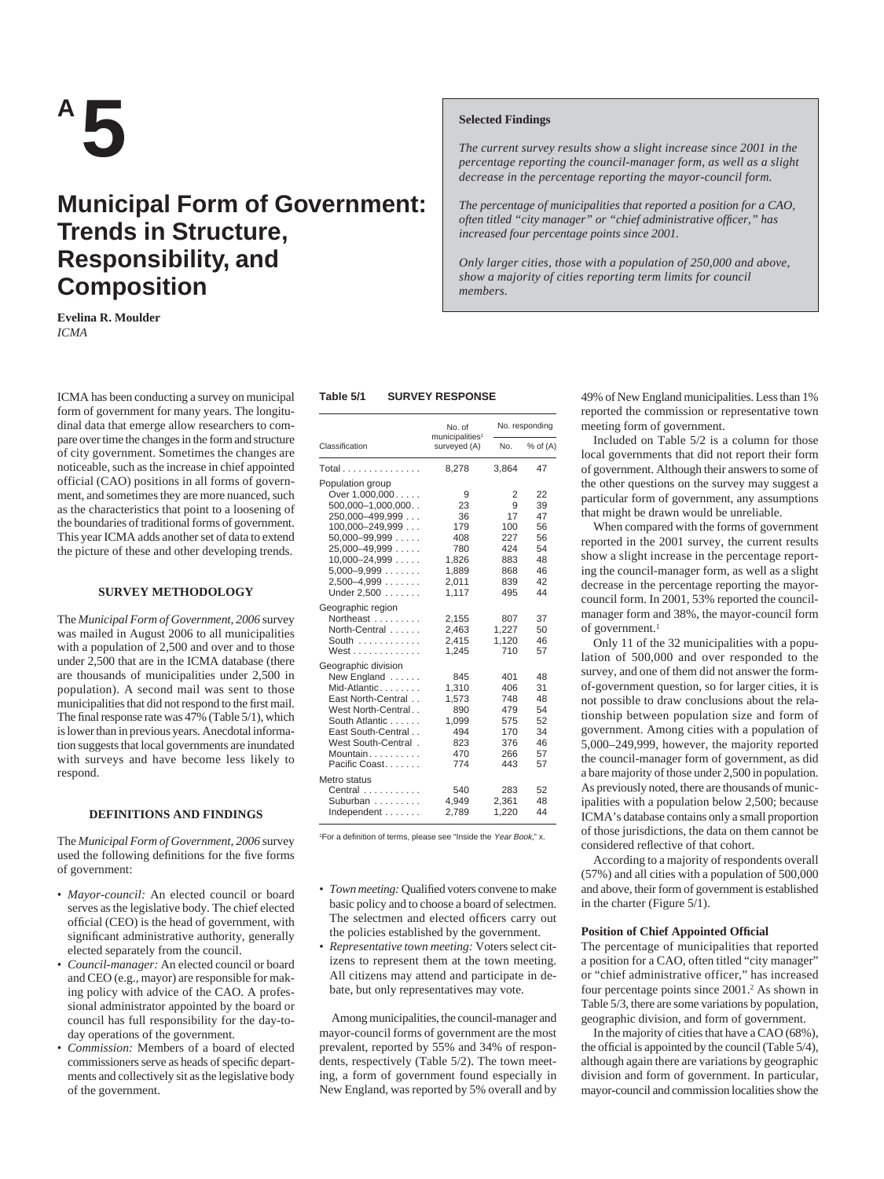# A 5

# Municipal Form of Government: Trends in Structure, Responsibility, and Composition

**Evelina R. Moulder**
*ICMA*

> **Selected Findings**
>
> *The current survey results show a slight increase since 2001 in the percentage reporting the council-manager form, as well as a slight decrease in the percentage reporting the mayor-council form.*
>
> *The percentage of municipalities that reported a position for a CAO, often titled "city manager" or "chief administrative officer," has increased four percentage points since 2001.*
>
> *Only larger cities, those with a population of 250,000 and above, show a majority of cities reporting term limits for council members.*

ICMA has been conducting a survey on municipal form of government for many years. The longitudinal data that emerge allow researchers to compare over time the changes in the form and structure of city government. Sometimes the changes are noticeable, such as the increase in chief appointed official (CAO) positions in all forms of government, and sometimes they are more nuanced, such as the characteristics that point to a loosening of the boundaries of traditional forms of government. This year ICMA adds another set of data to extend the picture of these and other developing trends.

## SURVEY METHODOLOGY

The *Municipal Form of Government, 2006* survey was mailed in August 2006 to all municipalities with a population of 2,500 and over and to those under 2,500 that are in the ICMA database (there are thousands of municipalities under 2,500 in population). A second mail was sent to those municipalities that did not respond to the first mail. The final response rate was 47% (Table 5/1), which is lower than in previous years. Anecdotal information suggests that local governments are inundated with surveys and have become less likely to respond.

## DEFINITIONS AND FINDINGS

The *Municipal Form of Government, 2006* survey used the following definitions for the five forms of government:

- *Mayor-council:* An elected council or board serves as the legislative body. The chief elected official (CEO) is the head of government, with significant administrative authority, generally elected separately from the council.
- *Council-manager:* An elected council or board and CEO (e.g., mayor) are responsible for making policy with advice of the CAO. A professional administrator appointed by the board or council has full responsibility for the day-to-day operations of the government.
- *Commission:* Members of a board of elected commissioners serve as heads of specific departments and collectively sit as the legislative body of the government.
- *Town meeting:* Qualified voters convene to make basic policy and to choose a board of selectmen. The selectmen and elected officers carry out the policies established by the government.
- *Representative town meeting:* Voters select citizens to represent them at the town meeting. All citizens may attend and participate in debate, but only representatives may vote.

**Table 5/1 SURVEY RESPONSE**

| Classification | No. of municipalities[1] surveyed (A) | No. responding | |
|---|---|---|---|
| | | No. | % of (A) |
| Total | 8,278 | 3,864 | 47 |
| **Population group** | | | |
| Over 1,000,000 | 9 | 2 | 22 |
| 500,000–1,000,000 | 23 | 9 | 39 |
| 250,000–499,999 | 36 | 17 | 47 |
| 100,000–249,999 | 179 | 100 | 56 |
| 50,000–99,999 | 408 | 227 | 56 |
| 25,000–49,999 | 780 | 424 | 54 |
| 10,000–24,999 | 1,826 | 883 | 48 |
| 5,000–9,999 | 1,889 | 868 | 46 |
| 2,500–4,999 | 2,011 | 839 | 42 |
| Under 2,500 | 1,117 | 495 | 44 |
| **Geographic region** | | | |
| Northeast | 2,155 | 807 | 37 |
| North-Central | 2,463 | 1,227 | 50 |
| South | 2,415 | 1,120 | 46 |
| West | 1,245 | 710 | 57 |
| **Geographic division** | | | |
| New England | 845 | 401 | 48 |
| Mid-Atlantic | 1,310 | 406 | 31 |
| East North-Central | 1,573 | 748 | 48 |
| West North-Central | 890 | 479 | 54 |
| South Atlantic | 1,099 | 575 | 52 |
| East South-Central | 494 | 170 | 34 |
| West South-Central | 823 | 376 | 46 |
| Mountain | 470 | 266 | 57 |
| Pacific Coast | 774 | 443 | 57 |
| **Metro status** | | | |
| Central | 540 | 283 | 52 |
| Suburban | 4,949 | 2,361 | 48 |
| Independent | 2,789 | 1,220 | 44 |

[1]For a definition of terms, please see "Inside the *Year Book*," x.

Among municipalities, the council-manager and mayor-council forms of government are the most prevalent, reported by 55% and 34% of respondents, respectively (Table 5/2). The town meeting, a form of government found especially in New England, was reported by 5% overall and by 49% of New England municipalities. Less than 1% reported the commission or representative town meeting form of government.

Included on Table 5/2 is a column for those local governments that did not report their form of government. Although their answers to some of the other questions on the survey may suggest a particular form of government, any assumptions that might be drawn would be unreliable.

When compared with the forms of government reported in the 2001 survey, the current results show a slight increase in the percentage reporting the council-manager form, as well as a slight decrease in the percentage reporting the mayor-council form. In 2001, 53% reported the council-manager form and 38%, the mayor-council form of government.[1]

Only 11 of the 32 municipalities with a population of 500,000 and over responded to the survey, and one of them did not answer the form-of-government question, so for larger cities, it is not possible to draw conclusions about the relationship between population size and form of government. Among cities with a population of 5,000–249,999, however, the majority reported the council-manager form of government, as did a bare majority of those under 2,500 in population. As previously noted, there are thousands of municipalities with a population below 2,500; because ICMA's database contains only a small proportion of those jurisdictions, the data on them cannot be considered reflective of that cohort.

According to a majority of respondents overall (57%) and all cities with a population of 500,000 and above, their form of government is established in the charter (Figure 5/1).

### Position of Chief Appointed Official

The percentage of municipalities that reported a position for a CAO, often titled "city manager" or "chief administrative officer," has increased four percentage points since 2001.[2] As shown in Table 5/3, there are some variations by population, geographic division, and form of government.

In the majority of cities that have a CAO (68%), the official is appointed by the council (Table 5/4), although again there are variations by geographic division and form of government. In particular, mayor-council and commission localities show the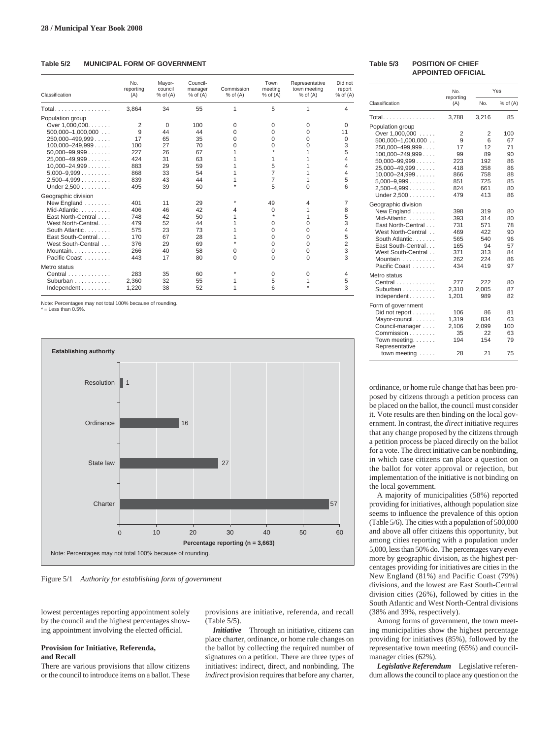**Table 5/2 MUNICIPAL FORM OF GOVERNMENT**

| Classification | No. reporting (A) | Mayor-council % of (A) | Council-manager % of (A) | Commission % of (A) | Town meeting % of (A) | Representative town meeting % of (A) | Did not report % of (A) |
|---|---|---|---|---|---|---|---|
| Total | 3,864 | 34 | 55 | 1 | 5 | 1 | 4 |
| Population group | | | | | | | |
| Over 1,000,000 | 2 | 0 | 100 | 0 | 0 | 0 | 0 |
| 500,000–1,000,000 | 9 | 44 | 44 | 0 | 0 | 0 | 11 |
| 250,000–499,999 | 17 | 65 | 35 | 0 | 0 | 0 | 0 |
| 100,000–249,999 | 100 | 27 | 70 | 0 | 0 | 0 | 3 |
| 50,000–99,999 | 227 | 26 | 67 | 1 | * | 1 | 5 |
| 25,000–49,999 | 424 | 31 | 63 | 1 | 1 | 1 | 4 |
| 10,000–24,999 | 883 | 29 | 59 | 1 | 5 | 1 | 4 |
| 5,000–9,999 | 868 | 33 | 54 | 1 | 7 | 1 | 4 |
| 2,500–4,999 | 839 | 43 | 44 | 1 | 7 | 1 | 5 |
| Under 2,500 | 495 | 39 | 50 | * | 5 | 0 | 6 |
| Geographic division | | | | | | | |
| New England | 401 | 11 | 29 | * | 49 | 4 | 7 |
| Mid-Atlantic | 406 | 46 | 42 | 4 | 0 | 1 | 8 |
| East North-Central | 748 | 42 | 50 | 1 | * | 1 | 5 |
| West North-Central | 479 | 52 | 44 | 1 | 0 | 0 | 3 |
| South Atlantic | 575 | 23 | 73 | 1 | 0 | 0 | 4 |
| East South-Central | 170 | 67 | 28 | 1 | 0 | 0 | 5 |
| West South-Central | 376 | 29 | 69 | * | 0 | 0 | 2 |
| Mountain | 266 | 40 | 58 | 0 | 0 | 0 | 3 |
| Pacific Coast | 443 | 17 | 80 | 0 | 0 | 0 | 3 |
| Metro status | | | | | | | |
| Central | 283 | 35 | 60 | * | 0 | 0 | 4 |
| Suburban | 2,360 | 32 | 55 | 1 | 5 | 1 | 5 |
| Independent | 1,220 | 38 | 52 | 1 | 6 | * | 3 |

Note: Percentages may not total 100% because of rounding.
* = Less than 0.5%.

**Table 5/3 POSITION OF CHIEF APPOINTED OFFICIAL**

| Classification | No. reporting (A) | Yes No. | Yes % of (A) |
|---|---|---|---|
| Total | 3,788 | 3,216 | 85 |
| Population group | | | |
| Over 1,000,000 | 2 | 2 | 100 |
| 500,000–1,000,000 | 9 | 6 | 67 |
| 250,000–499,999 | 17 | 12 | 71 |
| 100,000–249,999 | 99 | 89 | 90 |
| 50,000–99,999 | 223 | 192 | 86 |
| 25,000–49,999 | 418 | 358 | 86 |
| 10,000–24,999 | 866 | 758 | 88 |
| 5,000–9,999 | 851 | 725 | 85 |
| 2,500–4,999 | 824 | 661 | 80 |
| Under 2,500 | 479 | 413 | 86 |
| Geographic division | | | |
| New England | 398 | 319 | 80 |
| Mid-Atlantic | 393 | 314 | 80 |
| East North-Central | 731 | 571 | 78 |
| West North-Central | 469 | 422 | 90 |
| South Atlantic | 565 | 540 | 96 |
| East South-Central | 165 | 94 | 57 |
| West South-Central | 371 | 313 | 84 |
| Mountain | 262 | 224 | 86 |
| Pacific Coast | 434 | 419 | 97 |
| Metro status | | | |
| Central | 277 | 222 | 80 |
| Suburban | 2,310 | 2,005 | 87 |
| Independent | 1,201 | 989 | 82 |
| Form of government | | | |
| Did not report | 106 | 86 | 81 |
| Mayor-council | 1,319 | 834 | 63 |
| Council-manager | 2,106 | 2,099 | 100 |
| Commission | 35 | 22 | 63 |
| Town meeting | 194 | 154 | 79 |
| Representative town meeting | 28 | 21 | 75 |

**Establishing authority**

| Authority | Percentage reporting (n = 3,663) |
|---|---|
| Resolution | 1 |
| Ordinance | 16 |
| State law | 27 |
| Charter | 57 |

Note: Percentages may not total 100% because of rounding.

Figure 5/1 *Authority for establishing form of government*

lowest percentages reporting appointment solely by the council and the highest percentages showing appointment involving the elected official.

### Provision for Initiative, Referenda, and Recall

There are various provisions that allow citizens or the council to introduce items on a ballot. These provisions are initiative, referenda, and recall (Table 5/5).

***Initiative*** Through an initiative, citizens can place charter, ordinance, or home rule changes on the ballot by collecting the required number of signatures on a petition. There are three types of initiatives: indirect, direct, and nonbinding. The *indirect* provision requires that before any charter, ordinance, or home rule change that has been proposed by citizens through a petition process can be placed on the ballot, the council must consider it. Vote results are then binding on the local government. In contrast, the *direct* initiative requires that any change proposed by the citizens through a petition process be placed directly on the ballot for a vote. The direct initiative can be nonbinding, in which case citizens can place a question on the ballot for voter approval or rejection, but implementation of the initiative is not binding on the local government.

A majority of municipalities (58%) reported providing for initiatives, although population size seems to influence the prevalence of this option (Table 5/6). The cities with a population of 500,000 and above all offer citizens this opportunity, but among cities reporting with a population under 5,000, less than 50% do. The percentages vary even more by geographic division, as the highest percentages providing for initiatives are cities in the New England (81%) and Pacific Coast (79%) divisions, and the lowest are East South-Central division cities (26%), followed by cities in the South Atlantic and West North-Central divisions (38% and 39%, respectively).

Among forms of government, the town meeting municipalities show the highest percentage providing for initiatives (85%), followed by the representative town meeting (65%) and council-manager cities (62%).

***Legislative Referendum*** Legislative referendum allows the council to place any question on the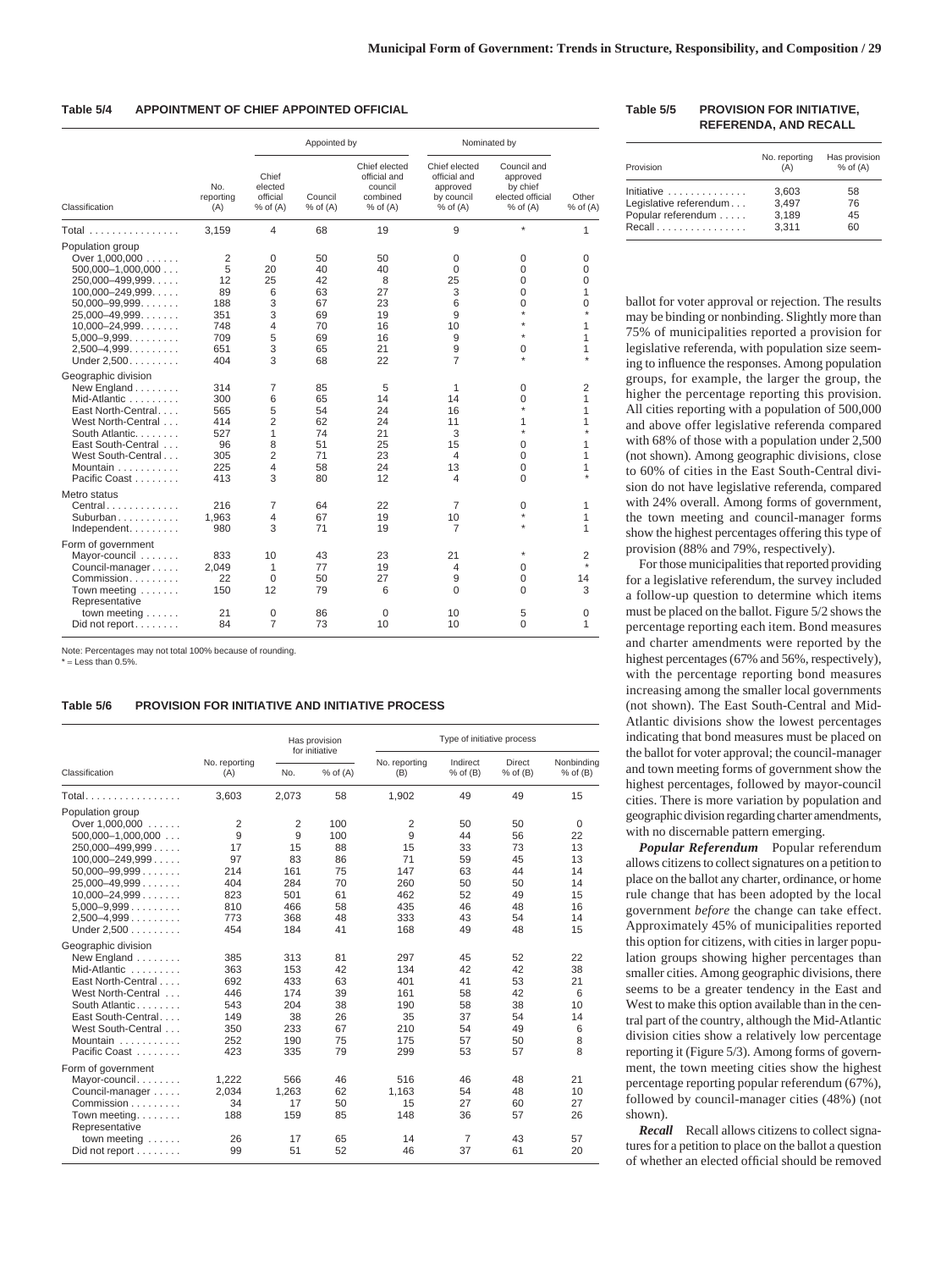**Table 5/4 APPOINTMENT OF CHIEF APPOINTED OFFICIAL**

| Classification | No. reporting (A) | Appointed by | | | Nominated by | | |
|---|---|---|---|---|---|---|---|
| | | Chief elected official % of (A) | Council % of (A) | Chief elected official and council combined % of (A) | Chief elected official and approved by council % of (A) | Council and approved by chief elected official % of (A) | Other % of (A) |
| Total | 3,159 | 4 | 68 | 19 | 9 | * | 1 |
| **Population group** | | | | | | | |
| Over 1,000,000 | 2 | 0 | 50 | 50 | 0 | 0 | 0 |
| 500,000–1,000,000 | 5 | 20 | 40 | 40 | 0 | 0 | 0 |
| 250,000–499,999 | 12 | 25 | 42 | 8 | 25 | 0 | 0 |
| 100,000–249,999 | 89 | 6 | 63 | 27 | 3 | 0 | 1 |
| 50,000–99,999 | 188 | 3 | 67 | 23 | 6 | 0 | 0 |
| 25,000–49,999 | 351 | 3 | 69 | 19 | 9 | * | * |
| 10,000–24,999 | 748 | 4 | 70 | 16 | 10 | * | 1 |
| 5,000–9,999 | 709 | 5 | 69 | 16 | 9 | * | 1 |
| 2,500–4,999 | 651 | 3 | 65 | 21 | 9 | 0 | 1 |
| Under 2,500 | 404 | 3 | 68 | 22 | 7 | * | * |
| **Geographic division** | | | | | | | |
| New England | 314 | 7 | 85 | 5 | 1 | 0 | 2 |
| Mid-Atlantic | 300 | 6 | 65 | 14 | 14 | 0 | 1 |
| East North-Central | 565 | 5 | 54 | 24 | 16 | * | 1 |
| West North-Central | 414 | 2 | 62 | 24 | 11 | 1 | 1 |
| South Atlantic | 527 | 1 | 74 | 21 | 3 | * | * |
| East South-Central | 96 | 8 | 51 | 25 | 15 | 0 | 1 |
| West South-Central | 305 | 2 | 71 | 23 | 4 | 0 | 1 |
| Mountain | 225 | 4 | 58 | 24 | 13 | 0 | 1 |
| Pacific Coast | 413 | 3 | 80 | 12 | 4 | 0 | * |
| **Metro status** | | | | | | | |
| Central | 216 | 7 | 64 | 22 | 7 | 0 | 1 |
| Suburban | 1,963 | 4 | 67 | 19 | 10 | * | 1 |
| Independent | 980 | 3 | 71 | 19 | 7 | * | 1 |
| **Form of government** | | | | | | | |
| Mayor-council | 833 | 10 | 43 | 23 | 21 | * | 2 |
| Council-manager | 2,049 | 1 | 77 | 19 | 4 | 0 | * |
| Commission | 22 | 0 | 50 | 27 | 9 | 0 | 14 |
| Town meeting | 150 | 12 | 79 | 6 | 0 | 0 | 3 |
| Representative town meeting | 21 | 0 | 86 | 0 | 10 | 5 | 0 |
| Did not report | 84 | 7 | 73 | 10 | 10 | 0 | 1 |

Note: Percentages may not total 100% because of rounding.
* = Less than 0.5%.

**Table 5/5 PROVISION FOR INITIATIVE, REFERENDA, AND RECALL**

| Provision | No. reporting (A) | Has provision % of (A) |
|---|---|---|
| Initiative | 3,603 | 58 |
| Legislative referendum | 3,497 | 76 |
| Popular referendum | 3,189 | 45 |
| Recall | 3,311 | 60 |

**Table 5/6 PROVISION FOR INITIATIVE AND INITIATIVE PROCESS**

| Classification | No. reporting (A) | Has provision for initiative | | Type of initiative process | | | |
|---|---|---|---|---|---|---|---|
| | | No. | % of (A) | No. reporting (B) | Indirect % of (B) | Direct % of (B) | Nonbinding % of (B) |
| Total | 3,603 | 2,073 | 58 | 1,902 | 49 | 49 | 15 |
| **Population group** | | | | | | | |
| Over 1,000,000 | 2 | 2 | 100 | 2 | 50 | 50 | 0 |
| 500,000–1,000,000 | 9 | 9 | 100 | 9 | 44 | 56 | 22 |
| 250,000–499,999 | 17 | 15 | 88 | 15 | 33 | 73 | 13 |
| 100,000–249,999 | 97 | 83 | 86 | 71 | 59 | 45 | 13 |
| 50,000–99,999 | 214 | 161 | 75 | 147 | 63 | 44 | 14 |
| 25,000–49,999 | 404 | 284 | 70 | 260 | 50 | 50 | 14 |
| 10,000–24,999 | 823 | 501 | 61 | 462 | 52 | 49 | 15 |
| 5,000–9,999 | 810 | 466 | 58 | 435 | 46 | 48 | 16 |
| 2,500–4,999 | 773 | 368 | 48 | 333 | 43 | 54 | 14 |
| Under 2,500 | 454 | 184 | 41 | 168 | 49 | 48 | 15 |
| **Geographic division** | | | | | | | |
| New England | 385 | 313 | 81 | 297 | 45 | 52 | 22 |
| Mid-Atlantic | 363 | 153 | 42 | 134 | 42 | 42 | 38 |
| East North-Central | 692 | 433 | 63 | 401 | 41 | 53 | 21 |
| West North-Central | 446 | 174 | 39 | 161 | 58 | 42 | 6 |
| South Atlantic | 543 | 204 | 38 | 190 | 58 | 38 | 10 |
| East South-Central | 149 | 38 | 26 | 35 | 37 | 54 | 14 |
| West South-Central | 350 | 233 | 67 | 210 | 54 | 49 | 6 |
| Mountain | 252 | 190 | 75 | 175 | 57 | 50 | 8 |
| Pacific Coast | 423 | 335 | 79 | 299 | 53 | 57 | 8 |
| **Form of government** | | | | | | | |
| Mayor-council | 1,222 | 566 | 46 | 516 | 46 | 48 | 21 |
| Council-manager | 2,034 | 1,263 | 62 | 1,163 | 54 | 48 | 10 |
| Commission | 34 | 17 | 50 | 15 | 27 | 60 | 27 |
| Town meeting | 188 | 159 | 85 | 148 | 36 | 57 | 26 |
| Representative town meeting | 26 | 17 | 65 | 14 | 7 | 43 | 57 |
| Did not report | 99 | 51 | 52 | 46 | 37 | 61 | 20 |

ballot for voter approval or rejection. The results may be binding or nonbinding. Slightly more than 75% of municipalities reported a provision for legislative referenda, with population size seeming to influence the responses. Among population groups, for example, the larger the group, the higher the percentage reporting this provision. All cities reporting with a population of 500,000 and above offer legislative referenda compared with 68% of those with a population under 2,500 (not shown). Among geographic divisions, close to 60% of cities in the East South-Central division do not have legislative referenda, compared with 24% overall. Among forms of government, the town meeting and council-manager forms show the highest percentages offering this type of provision (88% and 79%, respectively).

For those municipalities that reported providing for a legislative referendum, the survey included a follow-up question to determine which items must be placed on the ballot. Figure 5/2 shows the percentage reporting each item. Bond measures and charter amendments were reported by the highest percentages (67% and 56%, respectively), with the percentage reporting bond measures increasing among the smaller local governments (not shown). The East South-Central and Mid-Atlantic divisions show the lowest percentages indicating that bond measures must be placed on the ballot for voter approval; the council-manager and town meeting forms of government show the highest percentages, followed by mayor-council cities. There is more variation by population and geographic division regarding charter amendments, with no discernable pattern emerging.

***Popular Referendum*** Popular referendum allows citizens to collect signatures on a petition to place on the ballot any charter, ordinance, or home rule change that has been adopted by the local government *before* the change can take effect. Approximately 45% of municipalities reported this option for citizens, with cities in larger population groups showing higher percentages than smaller cities. Among geographic divisions, there seems to be a greater tendency in the East and West to make this option available than in the central part of the country, although the Mid-Atlantic division cities show a relatively low percentage reporting it (Figure 5/3). Among forms of government, the town meeting cities show the highest percentage reporting popular referendum (67%), followed by council-manager cities (48%) (not shown).

***Recall*** Recall allows citizens to collect signatures for a petition to place on the ballot a question of whether an elected official should be removed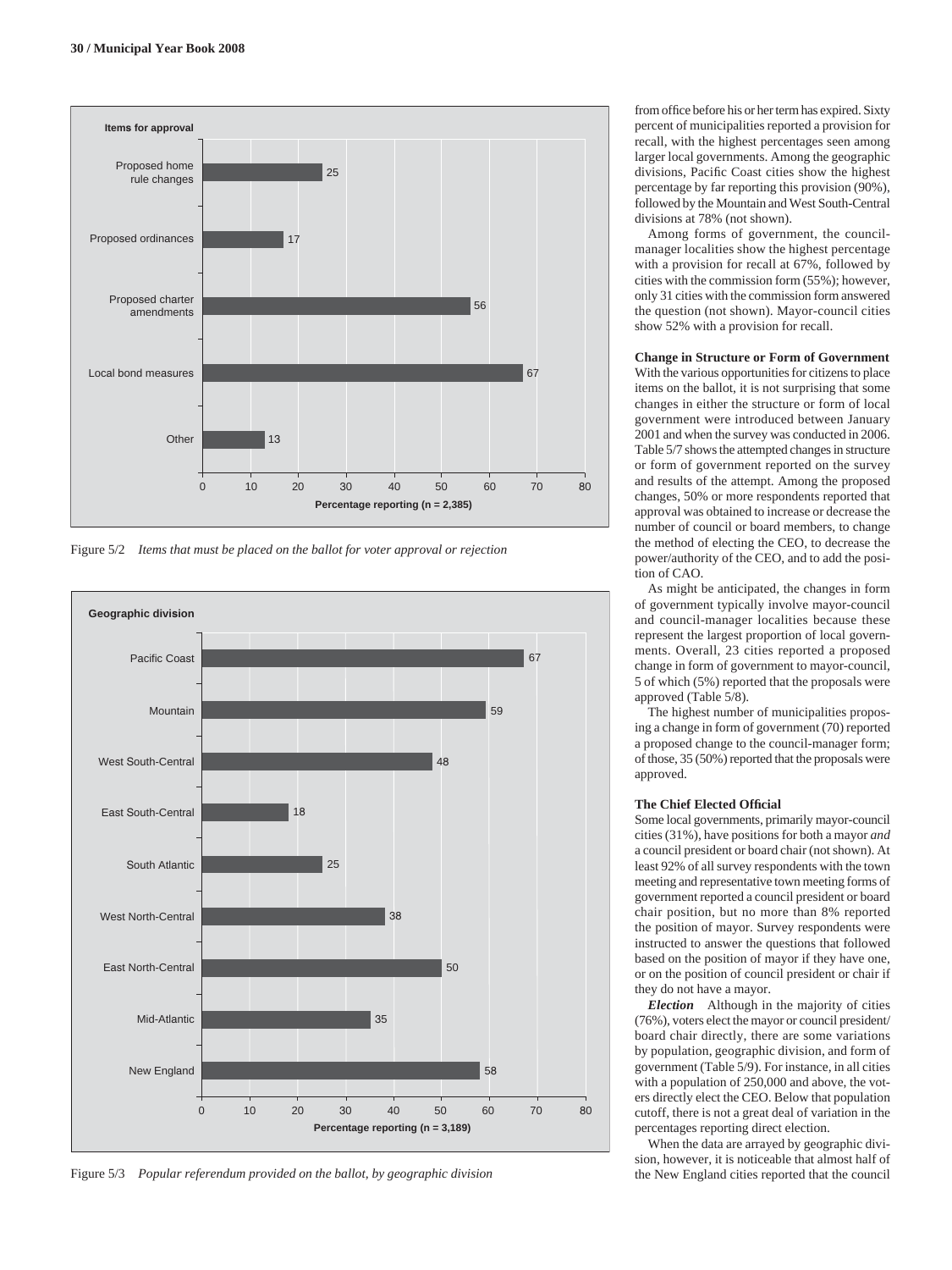**Items for approval**

| Item | Percentage reporting (n = 2,385) |
|---|---|
| Proposed home rule changes | 25 |
| Proposed ordinances | 17 |
| Proposed charter amendments | 56 |
| Local bond measures | 67 |
| Other | 13 |

Figure 5/2 *Items that must be placed on the ballot for voter approval or rejection*

**Geographic division**

| Geographic division | Percentage reporting (n = 3,189) |
|---|---|
| Pacific Coast | 67 |
| Mountain | 59 |
| West South-Central | 48 |
| East South-Central | 18 |
| South Atlantic | 25 |
| West North-Central | 38 |
| East North-Central | 50 |
| Mid-Atlantic | 35 |
| New England | 58 |

Figure 5/3 *Popular referendum provided on the ballot, by geographic division*

from office before his or her term has expired. Sixty percent of municipalities reported a provision for recall, with the highest percentages seen among larger local governments. Among the geographic divisions, Pacific Coast cities show the highest percentage by far reporting this provision (90%), followed by the Mountain and West South-Central divisions at 78% (not shown).

Among forms of government, the council-manager localities show the highest percentage with a provision for recall at 67%, followed by cities with the commission form (55%); however, only 31 cities with the commission form answered the question (not shown). Mayor-council cities show 52% with a provision for recall.

**Change in Structure or Form of Government**

With the various opportunities for citizens to place items on the ballot, it is not surprising that some changes in either the structure or form of local government were introduced between January 2001 and when the survey was conducted in 2006. Table 5/7 shows the attempted changes in structure or form of government reported on the survey and results of the attempt. Among the proposed changes, 50% or more respondents reported that approval was obtained to increase or decrease the number of council or board members, to change the method of electing the CEO, to decrease the power/authority of the CEO, and to add the position of CAO.

As might be anticipated, the changes in form of government typically involve mayor-council and council-manager localities because these represent the largest proportion of local governments. Overall, 23 cities reported a proposed change in form of government to mayor-council, 5 of which (5%) reported that the proposals were approved (Table 5/8).

The highest number of municipalities proposing a change in form of government (70) reported a proposed change to the council-manager form; of those, 35 (50%) reported that the proposals were approved.

**The Chief Elected Official**

Some local governments, primarily mayor-council cities (31%), have positions for both a mayor *and* a council president or board chair (not shown). At least 92% of all survey respondents with the town meeting and representative town meeting forms of government reported a council president or board chair position, but no more than 8% reported the position of mayor. Survey respondents were instructed to answer the questions that followed based on the position of mayor if they have one, or on the position of council president or chair if they do not have a mayor.

***Election*** Although in the majority of cities (76%), voters elect the mayor or council president/board chair directly, there are some variations by population, geographic division, and form of government (Table 5/9). For instance, in all cities with a population of 250,000 and above, the voters directly elect the CEO. Below that population cutoff, there is not a great deal of variation in the percentages reporting direct election.

When the data are arrayed by geographic division, however, it is noticeable that almost half of the New England cities reported that the council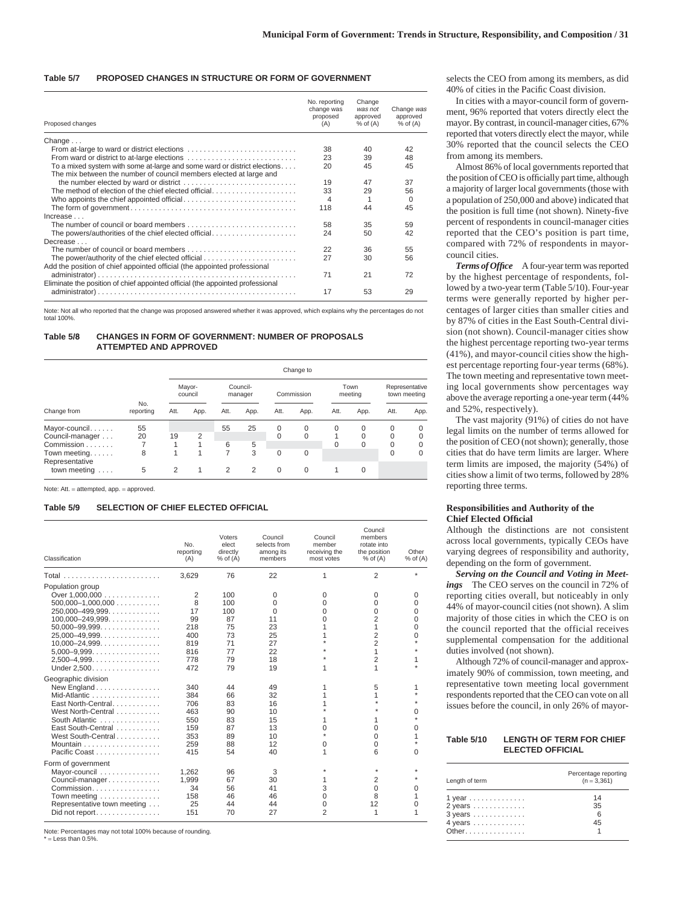**Table 5/7 PROPOSED CHANGES IN STRUCTURE OR FORM OF GOVERNMENT**

| Proposed changes | No. reporting change was proposed (A) | Change *was not* approved % of (A) | Change *was* approved % of (A) |
|---|---|---|---|
| Change . . . | | | |
| From at-large to ward or district elections | 38 | 40 | 42 |
| From ward or district to at-large elections | 23 | 39 | 48 |
| To a mixed system with some at-large and some ward or district elections | 20 | 45 | 45 |
| The mix between the number of council members elected at large and the number elected by ward or district | 19 | 47 | 37 |
| The method of election of the chief elected official | 33 | 29 | 56 |
| Who appoints the chief appointed official | 4 | 1 | 0 |
| The form of government | 118 | 44 | 45 |
| Increase . . . | | | |
| The number of council or board members | 58 | 35 | 59 |
| The powers/authorities of the chief elected official | 24 | 50 | 42 |
| Decrease . . . | | | |
| The number of council or board members | 22 | 36 | 55 |
| The power/authority of the chief elected official | 27 | 30 | 56 |
| Add the position of chief appointed official (the appointed professional administrator) | 71 | 21 | 72 |
| Eliminate the position of chief appointed official (the appointed professional administrator) | 17 | 53 | 29 |

Note: Not all who reported that the change was proposed answered whether it was approved, which explains why the percentages do not total 100%.

**Table 5/8 CHANGES IN FORM OF GOVERNMENT: NUMBER OF PROPOSALS ATTEMPTED AND APPROVED**

| | | Change to | | | | | | | | | |
|---|---|---|---|---|---|---|---|---|---|---|---|
| | | Mayor-council | | Council-manager | | Commission | | Town meeting | | Representative town meeting | |
| Change from | No. reporting | Att. | App. | Att. | App. | Att. | App. | Att. | App. | Att. | App. |
| Mayor-council | 55 | | | 55 | 25 | 0 | 0 | 0 | 0 | 0 | 0 |
| Council-manager | 20 | 19 | 2 | | | 0 | 0 | 1 | 0 | 0 | 0 |
| Commission | 7 | 1 | 1 | 6 | 5 | | | 0 | 0 | 0 | 0 |
| Town meeting | 8 | 1 | 1 | 7 | 3 | 0 | 0 | | | 0 | 0 |
| Representative town meeting | 5 | 2 | 1 | 2 | 2 | 0 | 0 | 1 | 0 | | |

Note: Att. = attempted, app. = approved.

**Table 5/9 SELECTION OF CHIEF ELECTED OFFICIAL**

| Classification | No. reporting (A) | Voters elect directly % of (A) | Council selects from among its members | Council member receiving the most votes | Council members rotate into the position % of (A) | Other % of (A) |
|---|---|---|---|---|---|---|
| Total | 3,629 | 76 | 22 | 1 | 2 | * |
| Population group | | | | | | |
| Over 1,000,000 | 2 | 100 | 0 | 0 | 0 | 0 |
| 500,000–1,000,000 | 8 | 100 | 0 | 0 | 0 | 0 |
| 250,000–499,999 | 17 | 100 | 0 | 0 | 0 | 0 |
| 100,000–249,999 | 99 | 87 | 11 | 0 | 2 | 0 |
| 50,000–99,999 | 218 | 75 | 23 | 1 | 1 | 0 |
| 25,000–49,999 | 400 | 73 | 25 | 1 | 2 | 0 |
| 10,000–24,999 | 819 | 71 | 27 | * | 2 | * |
| 5,000–9,999 | 816 | 77 | 22 | * | 1 | * |
| 2,500–4,999 | 778 | 79 | 18 | * | 2 | 1 |
| Under 2,500 | 472 | 79 | 19 | 1 | 1 | * |
| Geographic division | | | | | | |
| New England | 340 | 44 | 49 | 1 | 5 | 1 |
| Mid-Atlantic | 384 | 66 | 32 | 1 | 1 | * |
| East North-Central | 706 | 83 | 16 | 1 | * | * |
| West North-Central | 463 | 90 | 10 | * | * | 0 |
| South Atlantic | 550 | 83 | 15 | 1 | 1 | * |
| East South-Central | 159 | 87 | 13 | 0 | 0 | 0 |
| West South-Central | 353 | 89 | 10 | * | 0 | 1 |
| Mountain | 259 | 88 | 12 | 0 | 0 | * |
| Pacific Coast | 415 | 54 | 40 | 1 | 6 | 0 |
| Form of government | | | | | | |
| Mayor-council | 1,262 | 96 | 3 | * | * | * |
| Council-manager | 1,999 | 67 | 30 | 1 | 2 | * |
| Commission | 34 | 56 | 41 | 3 | 0 | 0 |
| Town meeting | 158 | 46 | 46 | 0 | 8 | 1 |
| Representative town meeting | 25 | 44 | 44 | 0 | 12 | 0 |
| Did not report | 151 | 70 | 27 | 2 | 1 | 1 |

Note: Percentages may not total 100% because of rounding.
* = Less than 0.5%.

selects the CEO from among its members, as did 40% of cities in the Pacific Coast division.

In cities with a mayor-council form of government, 96% reported that voters directly elect the mayor. By contrast, in council-manager cities, 67% reported that voters directly elect the mayor, while 30% reported that the council selects the CEO from among its members.

Almost 86% of local governments reported that the position of CEO is officially part time, although a majority of larger local governments (those with a population of 250,000 and above) indicated that the position is full time (not shown). Ninety-five percent of respondents in council-manager cities reported that the CEO's position is part time, compared with 72% of respondents in mayor-council cities.

***Terms of Office*** A four-year term was reported by the highest percentage of respondents, followed by a two-year term (Table 5/10). Four-year terms were generally reported by higher percentages of larger cities than smaller cities and by 87% of cities in the East South-Central division (not shown). Council-manager cities show the highest percentage reporting two-year terms (41%), and mayor-council cities show the highest percentage reporting four-year terms (68%). The town meeting and representative town meeting local governments show percentages way above the average reporting a one-year term (44% and 52%, respectively).

The vast majority (91%) of cities do not have legal limits on the number of terms allowed for the position of CEO (not shown); generally, those cities that do have term limits are larger. Where term limits are imposed, the majority (54%) of cities show a limit of two terms, followed by 28% reporting three terms.

### Responsibilities and Authority of the Chief Elected Official

Although the distinctions are not consistent across local governments, typically CEOs have varying degrees of responsibility and authority, depending on the form of government.

***Serving on the Council and Voting in Meetings*** The CEO serves on the council in 72% of reporting cities overall, but noticeably in only 44% of mayor-council cities (not shown). A slim majority of those cities in which the CEO is on the council reported that the official receives supplemental compensation for the additional duties involved (not shown).

Although 72% of council-manager and approximately 90% of commission, town meeting, and representative town meeting local government respondents reported that the CEO can vote on all issues before the council, in only 26% of mayor-

**Table 5/10 LENGTH OF TERM FOR CHIEF ELECTED OFFICIAL**

| Length of term | Percentage reporting (n = 3,361) |
|---|---|
| 1 year | 14 |
| 2 years | 35 |
| 3 years | 6 |
| 4 years | 45 |
| Other | 1 |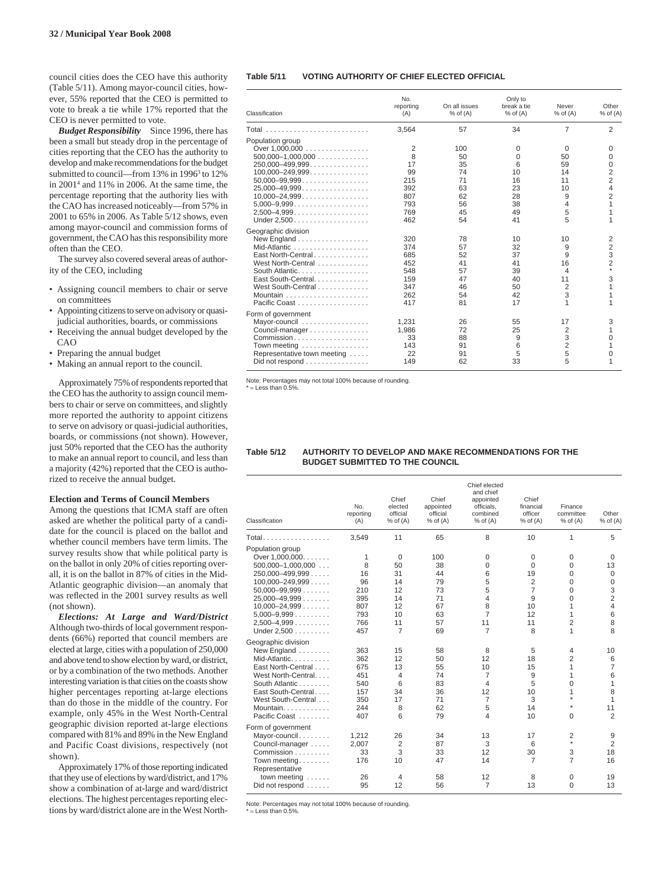council cities does the CEO have this authority (Table 5/11). Among mayor-council cities, however, 55% reported that the CEO is permitted to vote to break a tie while 17% reported that the CEO is never permitted to vote.

***Budget Responsibility*** Since 1996, there has been a small but steady drop in the percentage of cities reporting that the CEO has the authority to develop and make recommendations for the budget submitted to council—from 13% in 1996[3] to 12% in 2001[4] and 11% in 2006. At the same time, the percentage reporting that the authority lies with the CAO has increased noticeably—from 57% in 2001 to 65% in 2006. As Table 5/12 shows, even among mayor-council and commission forms of government, the CAO has this responsibility more often than the CEO.

The survey also covered several areas of authority of the CEO, including

- Assigning council members to chair or serve on committees
- Appointing citizens to serve on advisory or quasi-judicial authorities, boards, or commissions
- Receiving the annual budget developed by the CAO
- Preparing the annual budget
- Making an annual report to the council.

Approximately 75% of respondents reported that the CEO has the authority to assign council members to chair or serve on committees, and slightly more reported the authority to appoint citizens to serve on advisory or quasi-judicial authorities, boards, or commissions (not shown). However, just 50% reported that the CEO has the authority to make an annual report to council, and less than a majority (42%) reported that the CEO is authorized to receive the annual budget.

**Election and Terms of Council Members**

Among the questions that ICMA staff are often asked are whether the political party of a candidate for the council is placed on the ballot and whether council members have term limits. The survey results show that while political party is on the ballot in only 20% of cities reporting overall, it is on the ballot in 87% of cities in the Mid-Atlantic geographic division—an anomaly that was reflected in the 2001 survey results as well (not shown).

***Elections: At Large and Ward/District*** Although two-thirds of local government respondents (66%) reported that council members are elected at large, cities with a population of 250,000 and above tend to show election by ward, or district, or by a combination of the two methods. Another interesting variation is that cities on the coasts show higher percentages reporting at-large elections than do those in the middle of the country. For example, only 45% in the West North-Central geographic division reported at-large elections compared with 81% and 89% in the New England and Pacific Coast divisions, respectively (not shown).

Approximately 17% of those reporting indicated that they use of elections by ward/district, and 17% show a combination of at-large and ward/district elections. The highest percentages reporting elections by ward/district alone are in the West North-

**Table 5/11 VOTING AUTHORITY OF CHIEF ELECTED OFFICIAL**

| Classification | No. reporting (A) | On all issues % of (A) | Only to break a tie % of (A) | Never % of (A) | Other % of (A) |
|---|---|---|---|---|---|
| Total | 3,564 | 57 | 34 | 7 | 2 |
| **Population group** | | | | | |
| Over 1,000,000 | 2 | 100 | 0 | 0 | 0 |
| 500,000–1,000,000 | 8 | 50 | 0 | 50 | 0 |
| 250,000–499,999 | 17 | 35 | 6 | 59 | 0 |
| 100,000–249,999 | 99 | 74 | 10 | 14 | 2 |
| 50,000–99,999 | 215 | 71 | 16 | 11 | 2 |
| 25,000–49,999 | 392 | 63 | 23 | 10 | 4 |
| 10,000–24,999 | 807 | 62 | 28 | 9 | 2 |
| 5,000–9,999 | 793 | 56 | 38 | 4 | 1 |
| 2,500–4,999 | 769 | 45 | 49 | 5 | 1 |
| Under 2,500 | 462 | 54 | 41 | 5 | 1 |
| **Geographic division** | | | | | |
| New England | 320 | 78 | 10 | 10 | 2 |
| Mid-Atlantic | 374 | 57 | 32 | 9 | 2 |
| East North-Central | 685 | 52 | 37 | 9 | 3 |
| West North-Central | 452 | 41 | 41 | 16 | 2 |
| South Atlantic | 548 | 57 | 39 | 4 | * |
| East South-Central | 159 | 47 | 40 | 11 | 3 |
| West South-Central | 347 | 46 | 50 | 2 | 1 |
| Mountain | 262 | 54 | 42 | 3 | 1 |
| Pacific Coast | 417 | 81 | 17 | 1 | 1 |
| **Form of government** | | | | | |
| Mayor-council | 1,231 | 26 | 55 | 17 | 3 |
| Council-manager | 1,986 | 72 | 25 | 2 | 1 |
| Commission | 33 | 88 | 9 | 3 | 0 |
| Town meeting | 143 | 91 | 6 | 2 | 1 |
| Representative town meeting | 22 | 91 | 5 | 5 | 0 |
| Did not respond | 149 | 62 | 33 | 5 | 1 |

Note: Percentages may not total 100% because of rounding.
\* = Less than 0.5%.

**Table 5/12 AUTHORITY TO DEVELOP AND MAKE RECOMMENDATIONS FOR THE BUDGET SUBMITTED TO THE COUNCIL**

| Classification | No. reporting (A) | Chief elected official % of (A) | Chief appointed official % of (A) | Chief elected and chief appointed officials, combined % of (A) | Chief financial officer % of (A) | Finance committee % of (A) | Other % of (A) |
|---|---|---|---|---|---|---|---|
| Total | 3,549 | 11 | 65 | 8 | 10 | 1 | 5 |
| **Population group** | | | | | | | |
| Over 1,000,000 | 1 | 0 | 100 | 0 | 0 | 0 | 0 |
| 500,000–1,000,000 | 8 | 50 | 38 | 0 | 0 | 0 | 13 |
| 250,000–499,999 | 16 | 31 | 44 | 6 | 19 | 0 | 0 |
| 100,000–249,999 | 96 | 14 | 79 | 5 | 2 | 0 | 0 |
| 50,000–99,999 | 210 | 12 | 73 | 5 | 7 | 0 | 3 |
| 25,000–49,999 | 395 | 14 | 71 | 4 | 9 | 0 | 2 |
| 10,000–24,999 | 807 | 12 | 67 | 8 | 10 | 1 | 4 |
| 5,000–9,999 | 793 | 10 | 63 | 7 | 12 | 1 | 6 |
| 2,500–4,999 | 766 | 11 | 57 | 11 | 11 | 2 | 8 |
| Under 2,500 | 457 | 7 | 69 | 7 | 8 | 1 | 8 |
| **Geographic division** | | | | | | | |
| New England | 363 | 15 | 58 | 8 | 5 | 4 | 10 |
| Mid-Atlantic | 362 | 12 | 50 | 12 | 18 | 2 | 6 |
| East North-Central | 675 | 13 | 55 | 10 | 15 | 1 | 7 |
| West North-Central | 451 | 4 | 74 | 7 | 9 | 1 | 6 |
| South Atlantic | 540 | 6 | 83 | 4 | 5 | 0 | 1 |
| East South-Central | 157 | 34 | 36 | 12 | 10 | 1 | 8 |
| West South-Central | 350 | 17 | 71 | 7 | 3 | * | 1 |
| Mountain | 244 | 8 | 62 | 5 | 14 | * | 11 |
| Pacific Coast | 407 | 6 | 79 | 4 | 10 | 0 | 2 |
| **Form of government** | | | | | | | |
| Mayor-council | 1,212 | 26 | 34 | 13 | 17 | 2 | 9 |
| Council-manager | 2,007 | 2 | 87 | 3 | 6 | * | 2 |
| Commission | 33 | 3 | 33 | 12 | 30 | 3 | 18 |
| Town meeting | 176 | 10 | 47 | 14 | 7 | 7 | 16 |
| Representative town meeting | 26 | 4 | 58 | 12 | 8 | 0 | 19 |
| Did not respond | 95 | 12 | 56 | 7 | 13 | 0 | 13 |

Note: Percentages may not total 100% because of rounding.
\* = Less than 0.5%.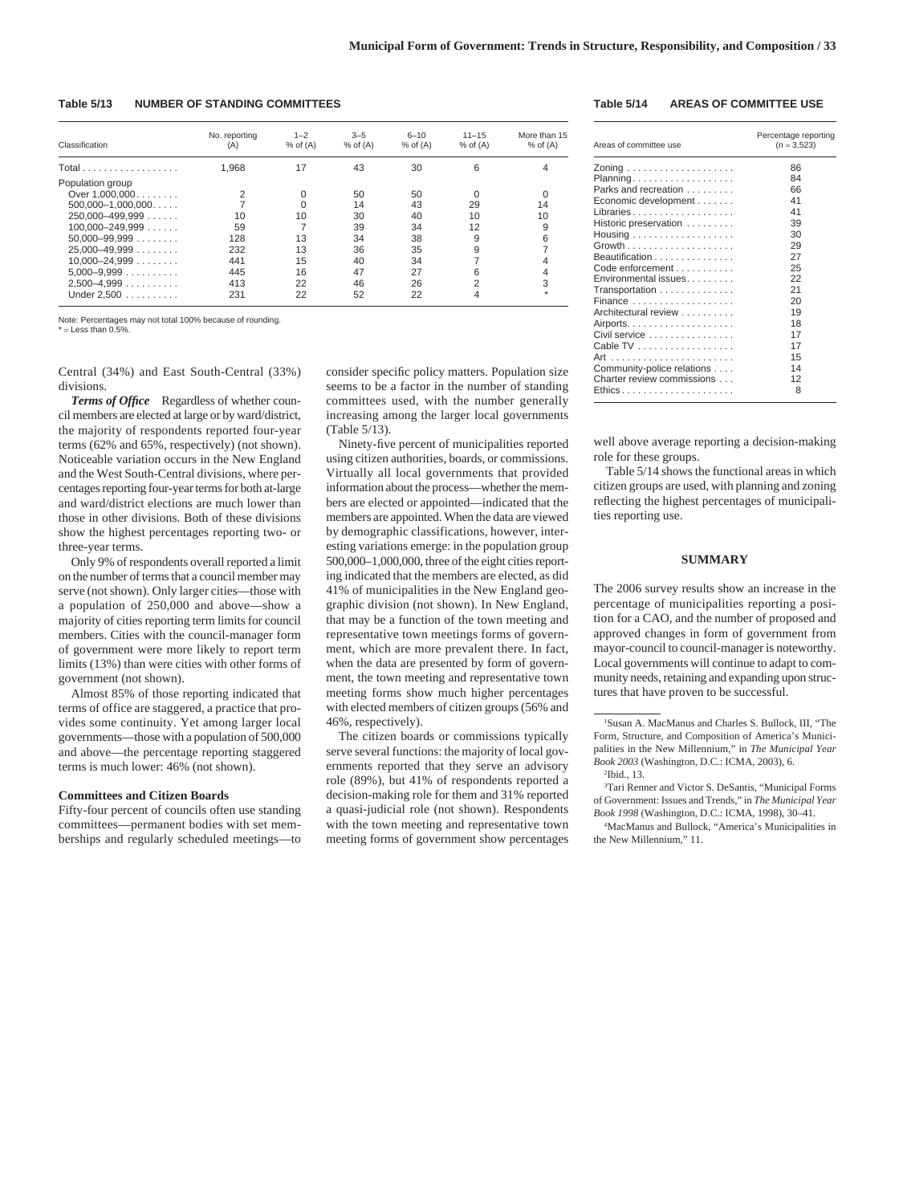**Table 5/13 NUMBER OF STANDING COMMITTEES**

| Classification | No. reporting (A) | 1–2 % of (A) | 3–5 % of (A) | 6–10 % of (A) | 11–15 % of (A) | More than 15 % of (A) |
|---|---|---|---|---|---|---|
| Total | 1,968 | 17 | 43 | 30 | 6 | 4 |
| Population group | | | | | | |
| Over 1,000,000 | 2 | 0 | 50 | 50 | 0 | 0 |
| 500,000–1,000,000 | 7 | 0 | 14 | 43 | 29 | 14 |
| 250,000–499,999 | 10 | 10 | 30 | 40 | 10 | 10 |
| 100,000–249,999 | 59 | 7 | 39 | 34 | 12 | 9 |
| 50,000–99,999 | 128 | 13 | 34 | 38 | 9 | 6 |
| 25,000–49,999 | 232 | 13 | 36 | 35 | 9 | 7 |
| 10,000–24,999 | 441 | 15 | 40 | 34 | 7 | 4 |
| 5,000–9,999 | 445 | 16 | 47 | 27 | 6 | 4 |
| 2,500–4,999 | 413 | 22 | 46 | 26 | 2 | 3 |
| Under 2,500 | 231 | 22 | 52 | 22 | 4 | * |

Note: Percentages may not total 100% because of rounding.
* = Less than 0.5%.

Central (34%) and East South-Central (33%) divisions.

***Terms of Office*** Regardless of whether council members are elected at large or by ward/district, the majority of respondents reported four-year terms (62% and 65%, respectively) (not shown). Noticeable variation occurs in the New England and the West South-Central divisions, where percentages reporting four-year terms for both at-large and ward/district elections are much lower than those in other divisions. Both of these divisions show the highest percentages reporting two- or three-year terms.

Only 9% of respondents overall reported a limit on the number of terms that a council member may serve (not shown). Only larger cities—those with a population of 250,000 and above—show a majority of cities reporting term limits for council members. Cities with the council-manager form of government were more likely to report term limits (13%) than were cities with other forms of government (not shown).

Almost 85% of those reporting indicated that terms of office are staggered, a practice that provides some continuity. Yet among larger local governments—those with a population of 500,000 and above—the percentage reporting staggered terms is much lower: 46% (not shown).

### Committees and Citizen Boards

Fifty-four percent of councils often use standing committees—permanent bodies with set memberships and regularly scheduled meetings—to consider specific policy matters. Population size seems to be a factor in the number of standing committees used, with the number generally increasing among the larger local governments (Table 5/13).

Ninety-five percent of municipalities reported using citizen authorities, boards, or commissions. Virtually all local governments that provided information about the process—whether the members are elected or appointed—indicated that the members are appointed. When the data are viewed by demographic classifications, however, interesting variations emerge: in the population group 500,000–1,000,000, three of the eight cities reporting indicated that the members are elected, as did 41% of municipalities in the New England geographic division (not shown). In New England, that may be a function of the town meeting and representative town meetings forms of government, which are more prevalent there. In fact, when the data are presented by form of government, the town meeting and representative town meeting forms show much higher percentages with elected members of citizen groups (56% and 46%, respectively).

The citizen boards or commissions typically serve several functions: the majority of local governments reported that they serve an advisory role (89%), but 41% of respondents reported a decision-making role for them and 31% reported a quasi-judicial role (not shown). Respondents with the town meeting and representative town meeting forms of government show percentages well above average reporting a decision-making role for these groups.

Table 5/14 shows the functional areas in which citizen groups are used, with planning and zoning reflecting the highest percentages of municipalities reporting use.

**Table 5/14 AREAS OF COMMITTEE USE**

| Areas of committee use | Percentage reporting (n = 3,523) |
|---|---|
| Zoning | 86 |
| Planning | 84 |
| Parks and recreation | 66 |
| Economic development | 41 |
| Libraries | 41 |
| Historic preservation | 39 |
| Housing | 30 |
| Growth | 29 |
| Beautification | 27 |
| Code enforcement | 25 |
| Environmental issues | 22 |
| Transportation | 21 |
| Finance | 20 |
| Architectural review | 19 |
| Airports | 18 |
| Civil service | 17 |
| Cable TV | 17 |
| Art | 15 |
| Community-police relations | 14 |
| Charter review commissions | 12 |
| Ethics | 8 |

## SUMMARY

The 2006 survey results show an increase in the percentage of municipalities reporting a position for a CAO, and the number of proposed and approved changes in form of government from mayor-council to council-manager is noteworthy. Local governments will continue to adapt to community needs, retaining and expanding upon structures that have proven to be successful.

[1] Susan A. MacManus and Charles S. Bullock, III, "The Form, Structure, and Composition of America's Municipalities in the New Millennium," in *The Municipal Year Book 2003* (Washington, D.C.: ICMA, 2003), 6.

[2] Ibid., 13.

[3] Tari Renner and Victor S. DeSantis, "Municipal Forms of Government: Issues and Trends," in *The Municipal Year Book 1998* (Washington, D.C.: ICMA, 1998), 30–41.

[4] MacManus and Bullock, "America's Municipalities in the New Millennium," 11.